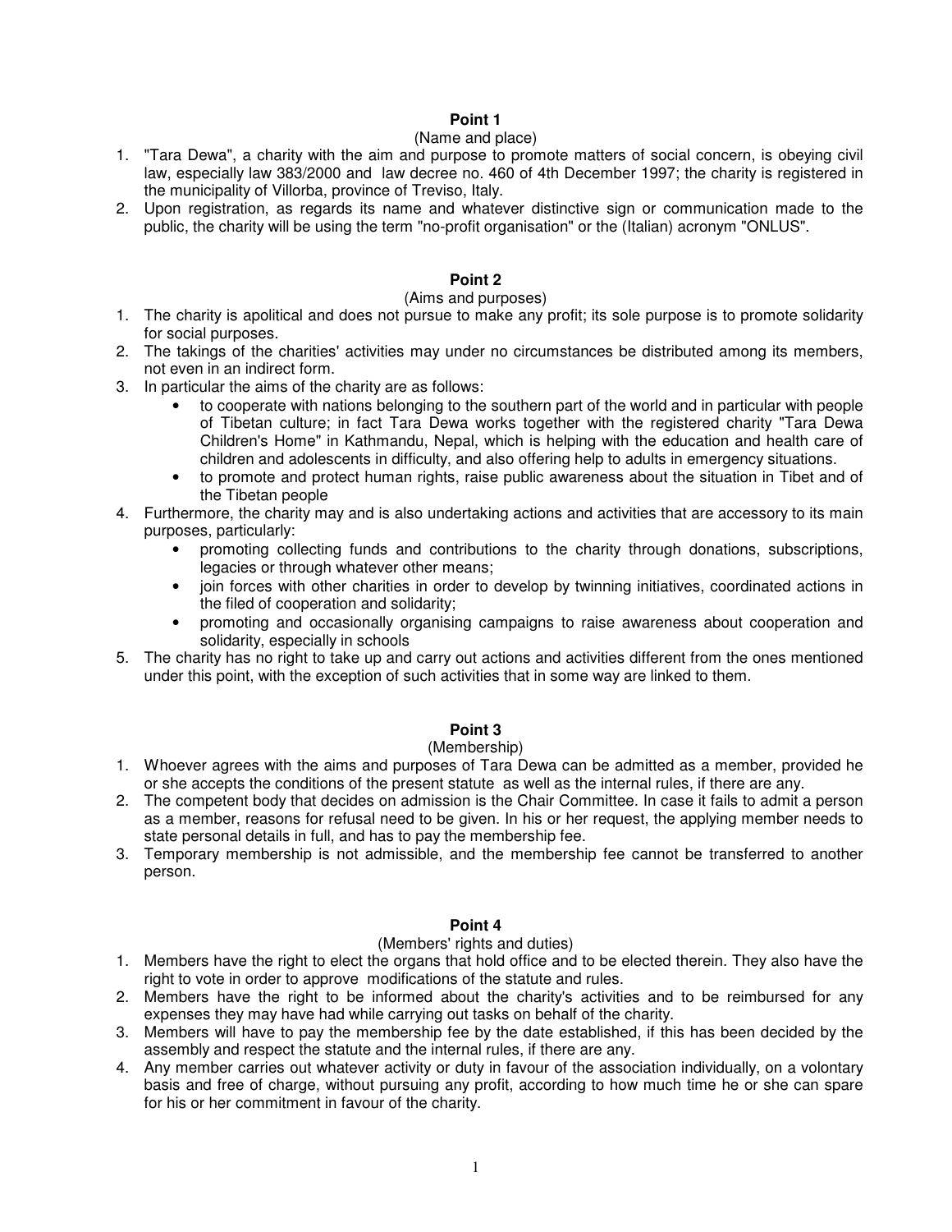## Point 1

(Name and place)

1. "Tara Dewa", a charity with the aim and purpose to promote matters of social concern, is obeying civil law, especially law 383/2000 and law decree no. 460 of 4th December 1997; the charity is registered in the municipality of Villorba, province of Treviso, Italy.
2. Upon registration, as regards its name and whatever distinctive sign or communication made to the public, the charity will be using the term "no-profit organisation" or the (Italian) acronym "ONLUS".

## Point 2

(Aims and purposes)

1. The charity is apolitical and does not pursue to make any profit; its sole purpose is to promote solidarity for social purposes.
2. The takings of the charities' activities may under no circumstances be distributed among its members, not even in an indirect form.
3. In particular the aims of the charity are as follows:
   - to cooperate with nations belonging to the southern part of the world and in particular with people of Tibetan culture; in fact Tara Dewa works together with the registered charity "Tara Dewa Children's Home" in Kathmandu, Nepal, which is helping with the education and health care of children and adolescents in difficulty, and also offering help to adults in emergency situations.
   - to promote and protect human rights, raise public awareness about the situation in Tibet and of the Tibetan people
4. Furthermore, the charity may and is also undertaking actions and activities that are accessory to its main purposes, particularly:
   - promoting collecting funds and contributions to the charity through donations, subscriptions, legacies or through whatever other means;
   - join forces with other charities in order to develop by twinning initiatives, coordinated actions in the filed of cooperation and solidarity;
   - promoting and occasionally organising campaigns to raise awareness about cooperation and solidarity, especially in schools
5. The charity has no right to take up and carry out actions and activities different from the ones mentioned under this point, with the exception of such activities that in some way are linked to them.

## Point 3

(Membership)

1. Whoever agrees with the aims and purposes of Tara Dewa can be admitted as a member, provided he or she accepts the conditions of the present statute as well as the internal rules, if there are any.
2. The competent body that decides on admission is the Chair Committee. In case it fails to admit a person as a member, reasons for refusal need to be given. In his or her request, the applying member needs to state personal details in full, and has to pay the membership fee.
3. Temporary membership is not admissible, and the membership fee cannot be transferred to another person.

## Point 4

(Members' rights and duties)

1. Members have the right to elect the organs that hold office and to be elected therein. They also have the right to vote in order to approve modifications of the statute and rules.
2. Members have the right to be informed about the charity's activities and to be reimbursed for any expenses they may have had while carrying out tasks on behalf of the charity.
3. Members will have to pay the membership fee by the date established, if this has been decided by the assembly and respect the statute and the internal rules, if there are any.
4. Any member carries out whatever activity or duty in favour of the association individually, on a volontary basis and free of charge, without pursuing any profit, according to how much time he or she can spare for his or her commitment in favour of the charity.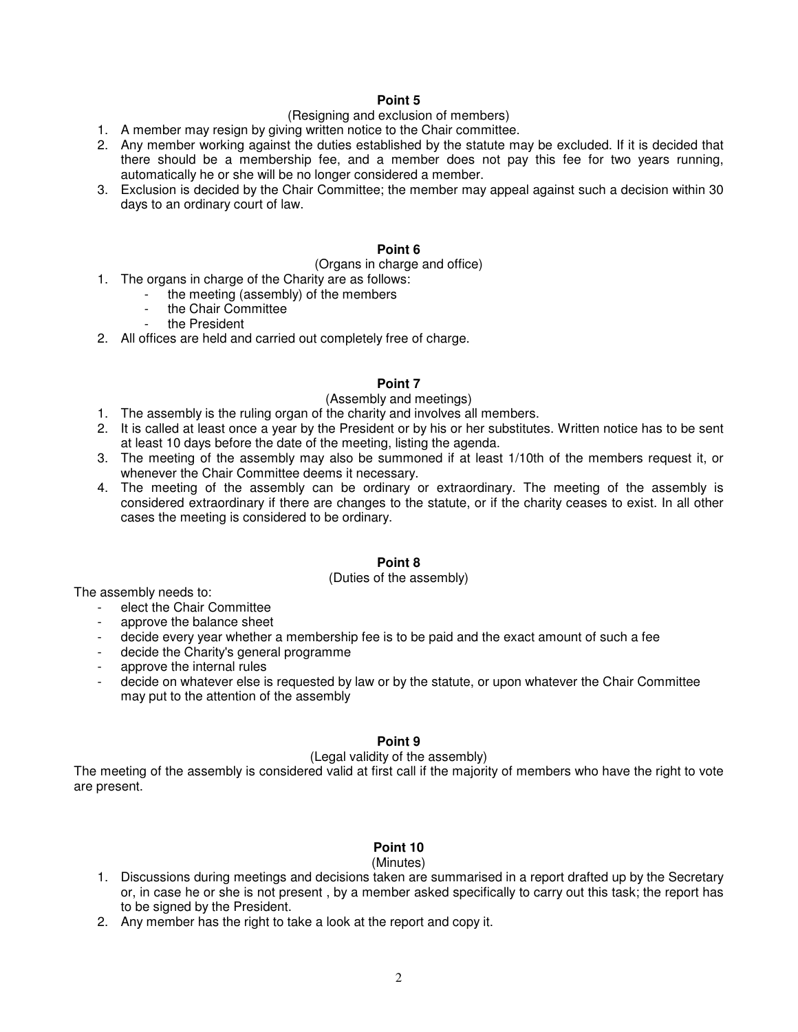## Point 5

(Resigning and exclusion of members)

1. A member may resign by giving written notice to the Chair committee.
2. Any member working against the duties established by the statute may be excluded. If it is decided that there should be a membership fee, and a member does not pay this fee for two years running, automatically he or she will be no longer considered a member.
3. Exclusion is decided by the Chair Committee; the member may appeal against such a decision within 30 days to an ordinary court of law.

## Point 6

(Organs in charge and office)

1. The organs in charge of the Charity are as follows:
   - the meeting (assembly) of the members
   - the Chair Committee
   - the President
2. All offices are held and carried out completely free of charge.

## Point 7

(Assembly and meetings)

1. The assembly is the ruling organ of the charity and involves all members.
2. It is called at least once a year by the President or by his or her substitutes. Written notice has to be sent at least 10 days before the date of the meeting, listing the agenda.
3. The meeting of the assembly may also be summoned if at least 1/10th of the members request it, or whenever the Chair Committee deems it necessary.
4. The meeting of the assembly can be ordinary or extraordinary. The meeting of the assembly is considered extraordinary if there are changes to the statute, or if the charity ceases to exist. In all other cases the meeting is considered to be ordinary.

## Point 8

(Duties of the assembly)

The assembly needs to:

- elect the Chair Committee
- approve the balance sheet
- decide every year whether a membership fee is to be paid and the exact amount of such a fee
- decide the Charity's general programme
- approve the internal rules
- decide on whatever else is requested by law or by the statute, or upon whatever the Chair Committee may put to the attention of the assembly

## Point 9

(Legal validity of the assembly)

The meeting of the assembly is considered valid at first call if the majority of members who have the right to vote are present.

## Point 10

(Minutes)

1. Discussions during meetings and decisions taken are summarised in a report drafted up by the Secretary or, in case he or she is not present , by a member asked specifically to carry out this task; the report has to be signed by the President.
2. Any member has the right to take a look at the report and copy it.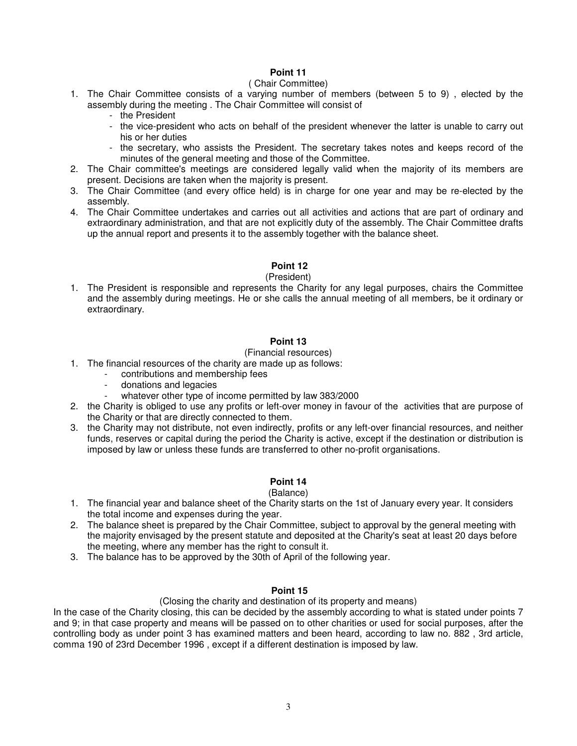**Point 11**

( Chair Committee)

1. The Chair Committee consists of a varying number of members (between 5 to 9) , elected by the assembly during the meeting . The Chair Committee will consist of
   - the President
   - the vice-president who acts on behalf of the president whenever the latter is unable to carry out his or her duties
   - the secretary, who assists the President. The secretary takes notes and keeps record of the minutes of the general meeting and those of the Committee.
2. The Chair committee's meetings are considered legally valid when the majority of its members are present. Decisions are taken when the majority is present.
3. The Chair Committee (and every office held) is in charge for one year and may be re-elected by the assembly.
4. The Chair Committee undertakes and carries out all activities and actions that are part of ordinary and extraordinary administration, and that are not explicitly duty of the assembly. The Chair Committee drafts up the annual report and presents it to the assembly together with the balance sheet.

**Point 12**

(President)

1. The President is responsible and represents the Charity for any legal purposes, chairs the Committee and the assembly during meetings. He or she calls the annual meeting of all members, be it ordinary or extraordinary.

**Point 13**

(Financial resources)

1. The financial resources of the charity are made up as follows:
   - contributions and membership fees
   - donations and legacies
   - whatever other type of income permitted by law 383/2000
2. the Charity is obliged to use any profits or left-over money in favour of the activities that are purpose of the Charity or that are directly connected to them.
3. the Charity may not distribute, not even indirectly, profits or any left-over financial resources, and neither funds, reserves or capital during the period the Charity is active, except if the destination or distribution is imposed by law or unless these funds are transferred to other no-profit organisations.

**Point 14**

(Balance)

1. The financial year and balance sheet of the Charity starts on the 1st of January every year. It considers the total income and expenses during the year.
2. The balance sheet is prepared by the Chair Committee, subject to approval by the general meeting with the majority envisaged by the present statute and deposited at the Charity's seat at least 20 days before the meeting, where any member has the right to consult it.
3. The balance has to be approved by the 30th of April of the following year.

**Point 15**

(Closing the charity and destination of its property and means)

In the case of the Charity closing, this can be decided by the assembly according to what is stated under points 7 and 9; in that case property and means will be passed on to other charities or used for social purposes, after the controlling body as under point 3 has examined matters and been heard, according to law no. 882 , 3rd article, comma 190 of 23rd December 1996 , except if a different destination is imposed by law.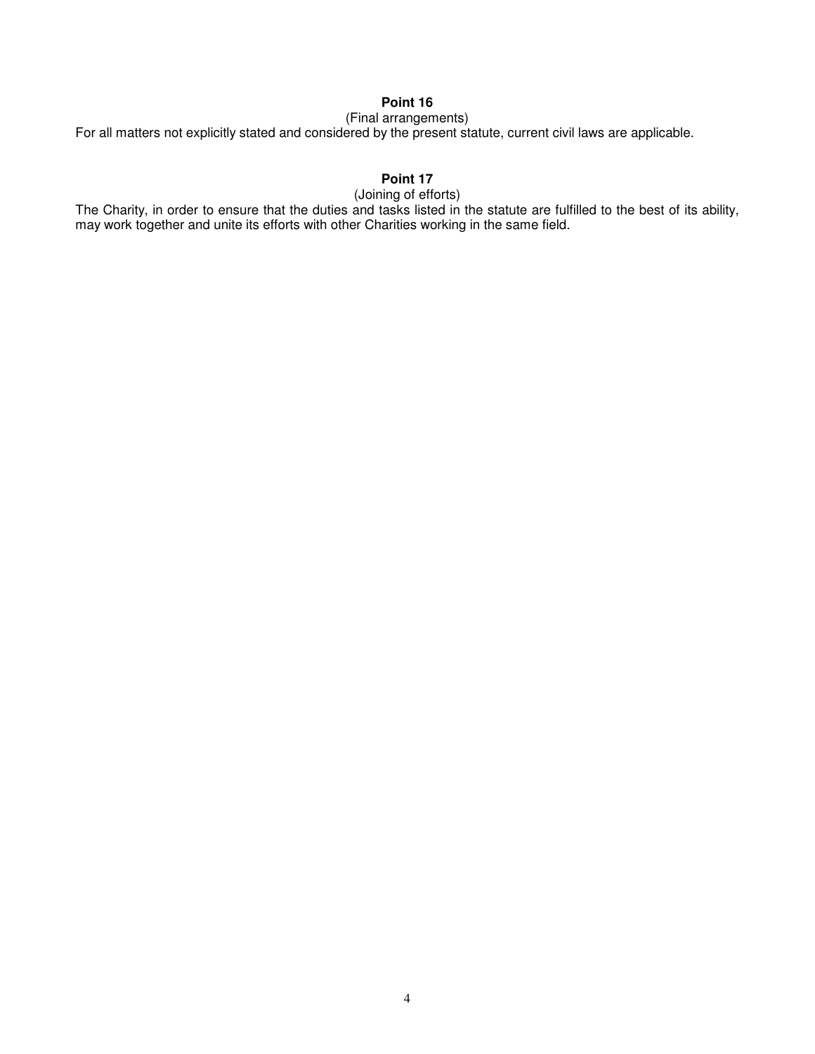**Point 16**

(Final arrangements)

For all matters not explicitly stated and considered by the present statute, current civil laws are applicable.

**Point 17**

(Joining of efforts)

The Charity, in order to ensure that the duties and tasks listed in the statute are fulfilled to the best of its ability, may work together and unite its efforts with other Charities working in the same field.